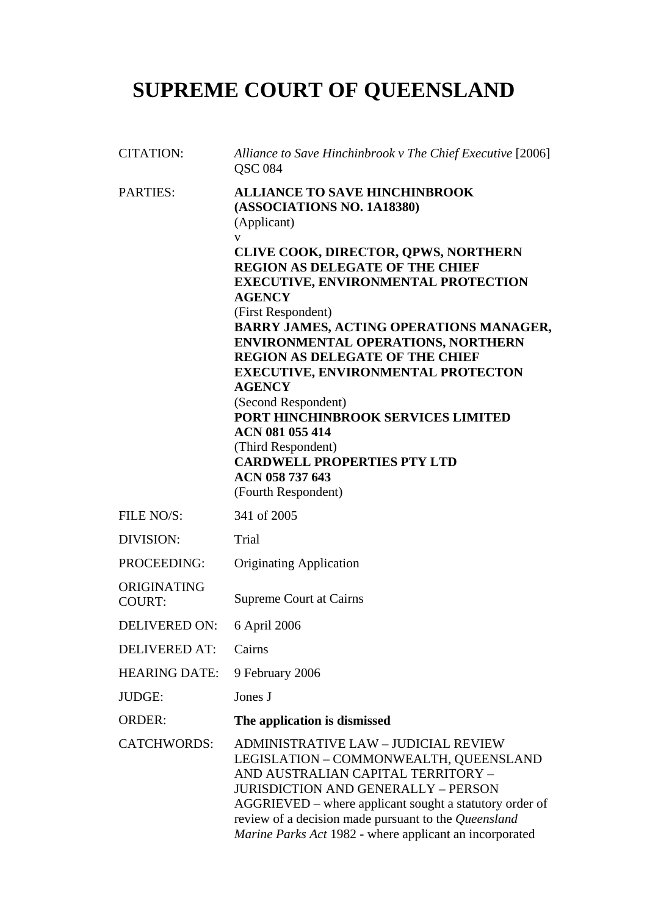# SUPREME COURT OF QUEENSLAND

| | |
|---|---|
| CITATION: | *Alliance to Save Hinchinbrook v The Chief Executive* [2006] QSC 084 |
| PARTIES: | **ALLIANCE TO SAVE HINCHINBROOK (ASSOCIATIONS NO. 1A18380)**<br>(Applicant)<br>v<br>**CLIVE COOK, DIRECTOR, QPWS, NORTHERN REGION AS DELEGATE OF THE CHIEF EXECUTIVE, ENVIRONMENTAL PROTECTION AGENCY**<br>(First Respondent)<br>**BARRY JAMES, ACTING OPERATIONS MANAGER, ENVIRONMENTAL OPERATIONS, NORTHERN REGION AS DELEGATE OF THE CHIEF EXECUTIVE, ENVIRONMENTAL PROTECTON AGENCY**<br>(Second Respondent)<br>**PORT HINCHINBROOK SERVICES LIMITED ACN 081 055 414**<br>(Third Respondent)<br>**CARDWELL PROPERTIES PTY LTD ACN 058 737 643**<br>(Fourth Respondent) |
| FILE NO/S: | 341 of 2005 |
| DIVISION: | Trial |
| PROCEEDING: | Originating Application |
| ORIGINATING COURT: | Supreme Court at Cairns |
| DELIVERED ON: | 6 April 2006 |
| DELIVERED AT: | Cairns |
| HEARING DATE: | 9 February 2006 |
| JUDGE: | Jones J |
| ORDER: | **The application is dismissed** |
| CATCHWORDS: | ADMINISTRATIVE LAW – JUDICIAL REVIEW LEGISLATION – COMMONWEALTH, QUEENSLAND AND AUSTRALIAN CAPITAL TERRITORY – JURISDICTION AND GENERALLY – PERSON AGGRIEVED – where applicant sought a statutory order of review of a decision made pursuant to the *Queensland Marine Parks Act* 1982 - where applicant an incorporated |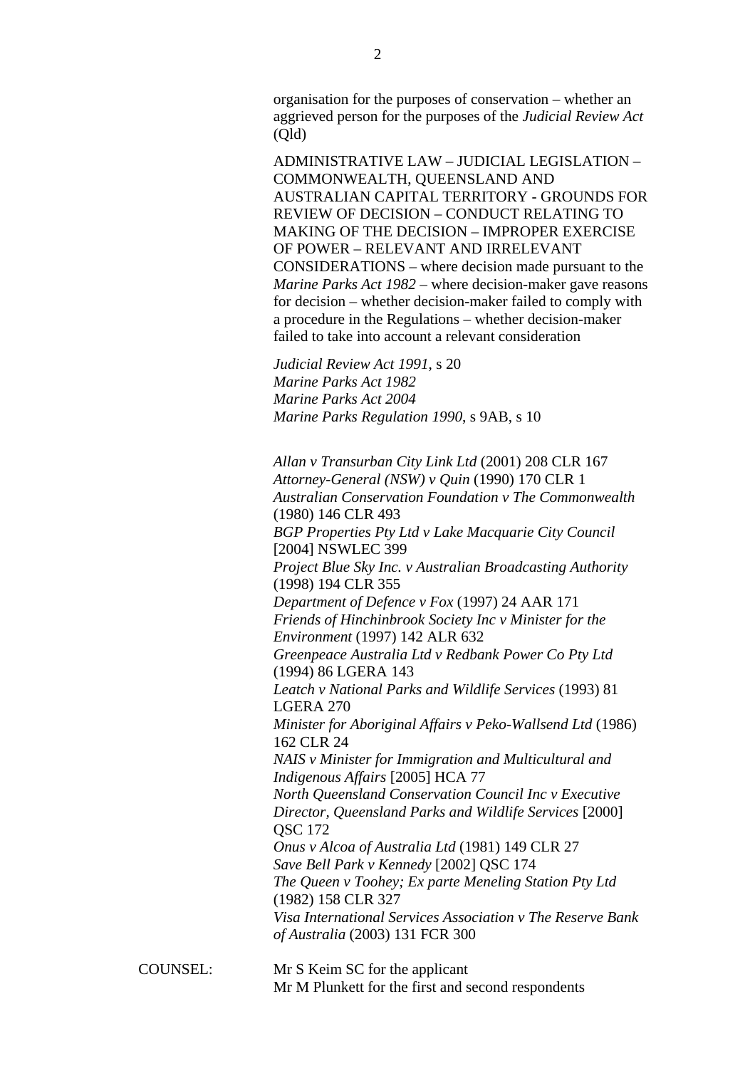organisation for the purposes of conservation – whether an aggrieved person for the purposes of the *Judicial Review Act* (Qld)

ADMINISTRATIVE LAW – JUDICIAL LEGISLATION – COMMONWEALTH, QUEENSLAND AND AUSTRALIAN CAPITAL TERRITORY - GROUNDS FOR REVIEW OF DECISION – CONDUCT RELATING TO MAKING OF THE DECISION – IMPROPER EXERCISE OF POWER – RELEVANT AND IRRELEVANT CONSIDERATIONS – where decision made pursuant to the *Marine Parks Act 1982* – where decision-maker gave reasons for decision – whether decision-maker failed to comply with a procedure in the Regulations – whether decision-maker failed to take into account a relevant consideration

*Judicial Review Act 1991*, s 20
*Marine Parks Act 1982*
*Marine Parks Act 2004*
*Marine Parks Regulation 1990*, s 9AB, s 10

*Allan v Transurban City Link Ltd* (2001) 208 CLR 167
*Attorney-General (NSW) v Quin* (1990) 170 CLR 1
*Australian Conservation Foundation v The Commonwealth* (1980) 146 CLR 493
*BGP Properties Pty Ltd v Lake Macquarie City Council* [2004] NSWLEC 399
*Project Blue Sky Inc. v Australian Broadcasting Authority* (1998) 194 CLR 355
*Department of Defence v Fox* (1997) 24 AAR 171
*Friends of Hinchinbrook Society Inc v Minister for the Environment* (1997) 142 ALR 632
*Greenpeace Australia Ltd v Redbank Power Co Pty Ltd* (1994) 86 LGERA 143
*Leatch v National Parks and Wildlife Services* (1993) 81 LGERA 270
*Minister for Aboriginal Affairs v Peko-Wallsend Ltd* (1986) 162 CLR 24
*NAIS v Minister for Immigration and Multicultural and Indigenous Affairs* [2005] HCA 77
*North Queensland Conservation Council Inc v Executive Director, Queensland Parks and Wildlife Services* [2000] QSC 172
*Onus v Alcoa of Australia Ltd* (1981) 149 CLR 27
*Save Bell Park v Kennedy* [2002] QSC 174
*The Queen v Toohey; Ex parte Meneling Station Pty Ltd* (1982) 158 CLR 327
*Visa International Services Association v The Reserve Bank of Australia* (2003) 131 FCR 300

COUNSEL: Mr S Keim SC for the applicant
Mr M Plunkett for the first and second respondents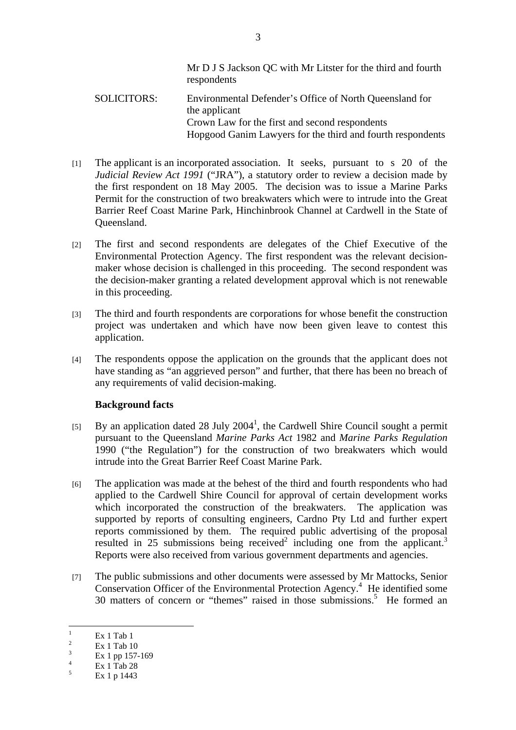| | |
|---|---|
| | Mr D J S Jackson QC with Mr Litster for the third and fourth respondents |
| SOLICITORS: | Environmental Defender's Office of North Queensland for the applicant<br>Crown Law for the first and second respondents<br>Hopgood Ganim Lawyers for the third and fourth respondents |

[1] The applicant is an incorporated association. It seeks, pursuant to s 20 of the *Judicial Review Act 1991* ("JRA"), a statutory order to review a decision made by the first respondent on 18 May 2005. The decision was to issue a Marine Parks Permit for the construction of two breakwaters which were to intrude into the Great Barrier Reef Coast Marine Park, Hinchinbrook Channel at Cardwell in the State of Queensland.

[2] The first and second respondents are delegates of the Chief Executive of the Environmental Protection Agency. The first respondent was the relevant decision-maker whose decision is challenged in this proceeding. The second respondent was the decision-maker granting a related development approval which is not renewable in this proceeding.

[3] The third and fourth respondents are corporations for whose benefit the construction project was undertaken and which have now been given leave to contest this application.

[4] The respondents oppose the application on the grounds that the applicant does not have standing as "an aggrieved person" and further, that there has been no breach of any requirements of valid decision-making.

**Background facts**

[5] By an application dated 28 July 2004[1], the Cardwell Shire Council sought a permit pursuant to the Queensland *Marine Parks Act* 1982 and *Marine Parks Regulation* 1990 ("the Regulation") for the construction of two breakwaters which would intrude into the Great Barrier Reef Coast Marine Park.

[6] The application was made at the behest of the third and fourth respondents who had applied to the Cardwell Shire Council for approval of certain development works which incorporated the construction of the breakwaters. The application was supported by reports of consulting engineers, Cardno Pty Ltd and further expert reports commissioned by them. The required public advertising of the proposal resulted in 25 submissions being received[2] including one from the applicant.[3] Reports were also received from various government departments and agencies.

[7] The public submissions and other documents were assessed by Mr Mattocks, Senior Conservation Officer of the Environmental Protection Agency.[4] He identified some 30 matters of concern or "themes" raised in those submissions.[5] He formed an

---

[1] Ex 1 Tab 1
[2] Ex 1 Tab 10
[3] Ex 1 pp 157-169
[4] Ex 1 Tab 28
[5] Ex 1 p 1443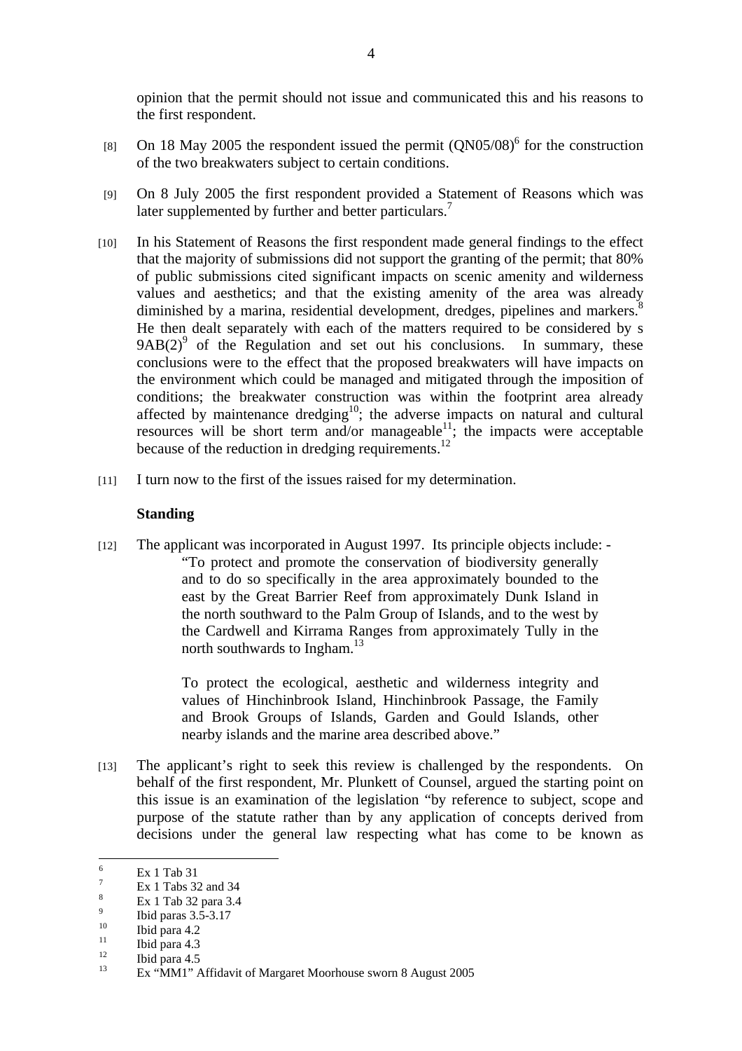opinion that the permit should not issue and communicated this and his reasons to the first respondent.

[8] On 18 May 2005 the respondent issued the permit (QN05/08)[6] for the construction of the two breakwaters subject to certain conditions.

[9] On 8 July 2005 the first respondent provided a Statement of Reasons which was later supplemented by further and better particulars.[7]

[10] In his Statement of Reasons the first respondent made general findings to the effect that the majority of submissions did not support the granting of the permit; that 80% of public submissions cited significant impacts on scenic amenity and wilderness values and aesthetics; and that the existing amenity of the area was already diminished by a marina, residential development, dredges, pipelines and markers.[8] He then dealt separately with each of the matters required to be considered by s 9AB(2)[9] of the Regulation and set out his conclusions. In summary, these conclusions were to the effect that the proposed breakwaters will have impacts on the environment which could be managed and mitigated through the imposition of conditions; the breakwater construction was within the footprint area already affected by maintenance dredging[10]; the adverse impacts on natural and cultural resources will be short term and/or manageable[11]; the impacts were acceptable because of the reduction in dredging requirements.[12]

[11] I turn now to the first of the issues raised for my determination.

**Standing**

[12] The applicant was incorporated in August 1997. Its principle objects include: -

> "To protect and promote the conservation of biodiversity generally and to do so specifically in the area approximately bounded to the east by the Great Barrier Reef from approximately Dunk Island in the north southward to the Palm Group of Islands, and to the west by the Cardwell and Kirrama Ranges from approximately Tully in the north southwards to Ingham.[13]
>
> To protect the ecological, aesthetic and wilderness integrity and values of Hinchinbrook Island, Hinchinbrook Passage, the Family and Brook Groups of Islands, Garden and Gould Islands, other nearby islands and the marine area described above."

[13] The applicant's right to seek this review is challenged by the respondents. On behalf of the first respondent, Mr. Plunkett of Counsel, argued the starting point on this issue is an examination of the legislation "by reference to subject, scope and purpose of the statute rather than by any application of concepts derived from decisions under the general law respecting what has come to be known as

---

[6] Ex 1 Tab 31

[7] Ex 1 Tabs 32 and 34

[8] Ex 1 Tab 32 para 3.4

[9] Ibid paras 3.5-3.17

[10] Ibid para 4.2

[11] Ibid para 4.3

[12] Ibid para 4.5

[13] Ex "MM1" Affidavit of Margaret Moorhouse sworn 8 August 2005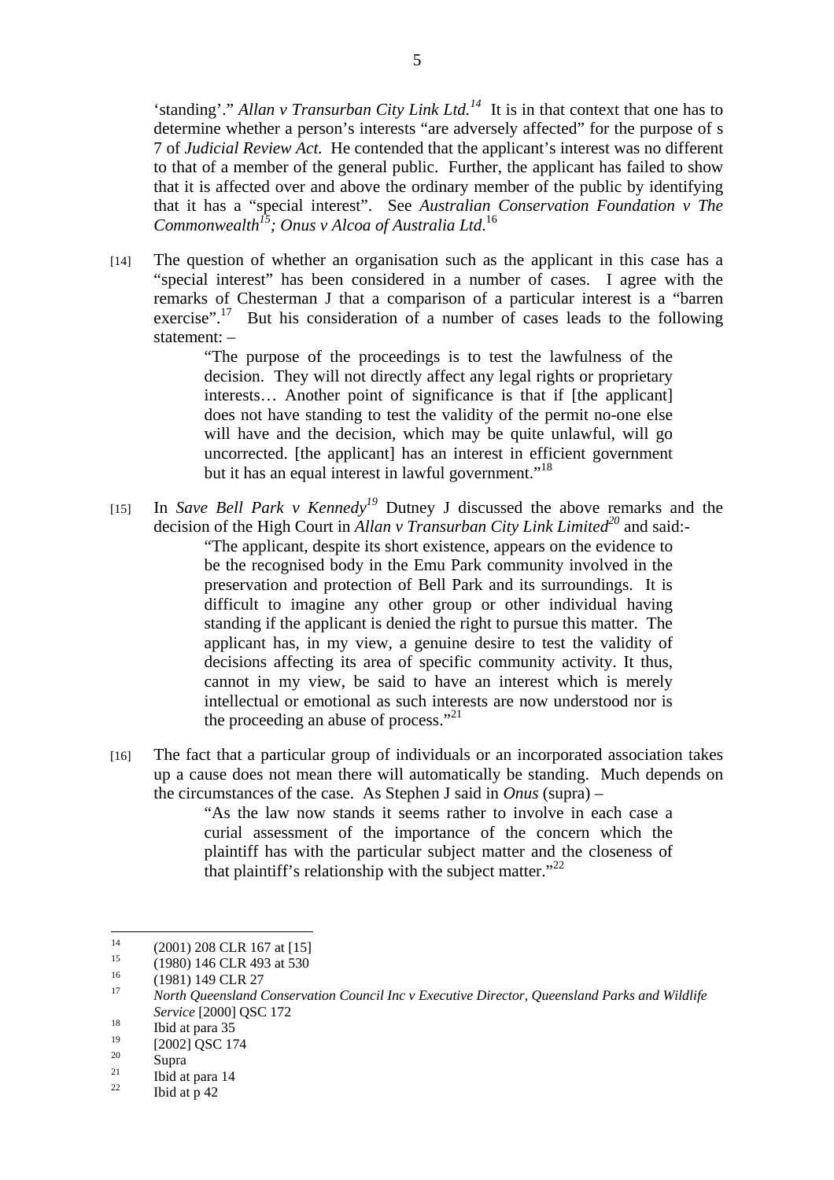'standing'." *Allan v Transurban City Link Ltd.*[14] It is in that context that one has to determine whether a person's interests "are adversely affected" for the purpose of s 7 of *Judicial Review Act.* He contended that the applicant's interest was no different to that of a member of the general public. Further, the applicant has failed to show that it is affected over and above the ordinary member of the public by identifying that it has a "special interest". See *Australian Conservation Foundation v The Commonwealth*[15]; *Onus v Alcoa of Australia Ltd.*[16]

[14] The question of whether an organisation such as the applicant in this case has a "special interest" has been considered in a number of cases. I agree with the remarks of Chesterman J that a comparison of a particular interest is a "barren exercise".[17] But his consideration of a number of cases leads to the following statement: –

> "The purpose of the proceedings is to test the lawfulness of the decision. They will not directly affect any legal rights or proprietary interests… Another point of significance is that if [the applicant] does not have standing to test the validity of the permit no-one else will have and the decision, which may be quite unlawful, will go uncorrected. [the applicant] has an interest in efficient government but it has an equal interest in lawful government."[18]

[15] In *Save Bell Park v Kennedy*[19] Dutney J discussed the above remarks and the decision of the High Court in *Allan v Transurban City Link Limited*[20] and said:-

> "The applicant, despite its short existence, appears on the evidence to be the recognised body in the Emu Park community involved in the preservation and protection of Bell Park and its surroundings. It is difficult to imagine any other group or other individual having standing if the applicant is denied the right to pursue this matter. The applicant has, in my view, a genuine desire to test the validity of decisions affecting its area of specific community activity. It thus, cannot in my view, be said to have an interest which is merely intellectual or emotional as such interests are now understood nor is the proceeding an abuse of process."[21]

[16] The fact that a particular group of individuals or an incorporated association takes up a cause does not mean there will automatically be standing. Much depends on the circumstances of the case. As Stephen J said in *Onus* (supra) –

> "As the law now stands it seems rather to involve in each case a curial assessment of the importance of the concern which the plaintiff has with the particular subject matter and the closeness of that plaintiff's relationship with the subject matter."[22]

---

[14] (2001) 208 CLR 167 at [15]

[15] (1980) 146 CLR 493 at 530

[16] (1981) 149 CLR 27

[17] *North Queensland Conservation Council Inc v Executive Director, Queensland Parks and Wildlife Service* [2000] QSC 172

[18] Ibid at para 35

[19] [2002] QSC 174

[20] Supra

[21] Ibid at para 14

[22] Ibid at p 42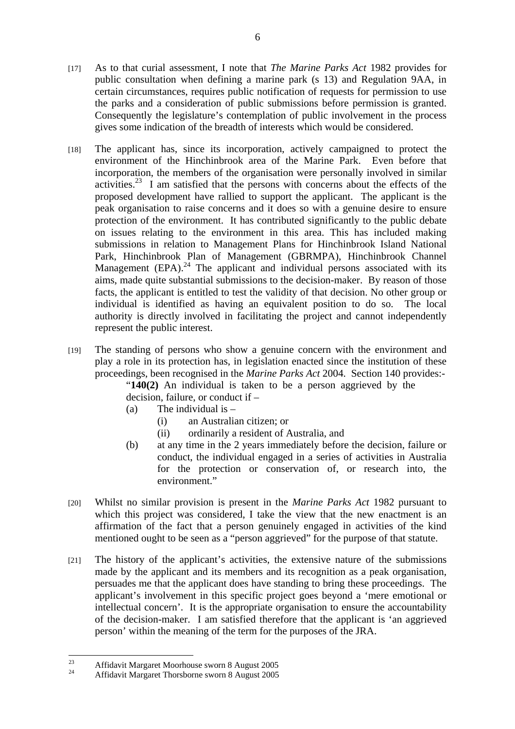[17] As to that curial assessment, I note that *The Marine Parks Act* 1982 provides for public consultation when defining a marine park (s 13) and Regulation 9AA, in certain circumstances, requires public notification of requests for permission to use the parks and a consideration of public submissions before permission is granted. Consequently the legislature's contemplation of public involvement in the process gives some indication of the breadth of interests which would be considered.

[18] The applicant has, since its incorporation, actively campaigned to protect the environment of the Hinchinbrook area of the Marine Park. Even before that incorporation, the members of the organisation were personally involved in similar activities.[23] I am satisfied that the persons with concerns about the effects of the proposed development have rallied to support the applicant. The applicant is the peak organisation to raise concerns and it does so with a genuine desire to ensure protection of the environment. It has contributed significantly to the public debate on issues relating to the environment in this area. This has included making submissions in relation to Management Plans for Hinchinbrook Island National Park, Hinchinbrook Plan of Management (GBRMPA), Hinchinbrook Channel Management (EPA).[24] The applicant and individual persons associated with its aims, made quite substantial submissions to the decision-maker. By reason of those facts, the applicant is entitled to test the validity of that decision. No other group or individual is identified as having an equivalent position to do so. The local authority is directly involved in facilitating the project and cannot independently represent the public interest.

[19] The standing of persons who show a genuine concern with the environment and play a role in its protection has, in legislation enacted since the institution of these proceedings, been recognised in the *Marine Parks Act* 2004. Section 140 provides:-

> "**140(2)** An individual is taken to be a person aggrieved by the decision, failure, or conduct if –
>
> (a) The individual is –
>
> (i) an Australian citizen; or
>
> (ii) ordinarily a resident of Australia, and
>
> (b) at any time in the 2 years immediately before the decision, failure or conduct, the individual engaged in a series of activities in Australia for the protection or conservation of, or research into, the environment."

[20] Whilst no similar provision is present in the *Marine Parks Act* 1982 pursuant to which this project was considered, I take the view that the new enactment is an affirmation of the fact that a person genuinely engaged in activities of the kind mentioned ought to be seen as a "person aggrieved" for the purpose of that statute.

[21] The history of the applicant's activities, the extensive nature of the submissions made by the applicant and its members and its recognition as a peak organisation, persuades me that the applicant does have standing to bring these proceedings. The applicant's involvement in this specific project goes beyond a 'mere emotional or intellectual concern'. It is the appropriate organisation to ensure the accountability of the decision-maker. I am satisfied therefore that the applicant is 'an aggrieved person' within the meaning of the term for the purposes of the JRA.

---

[23] Affidavit Margaret Moorhouse sworn 8 August 2005

[24] Affidavit Margaret Thorsborne sworn 8 August 2005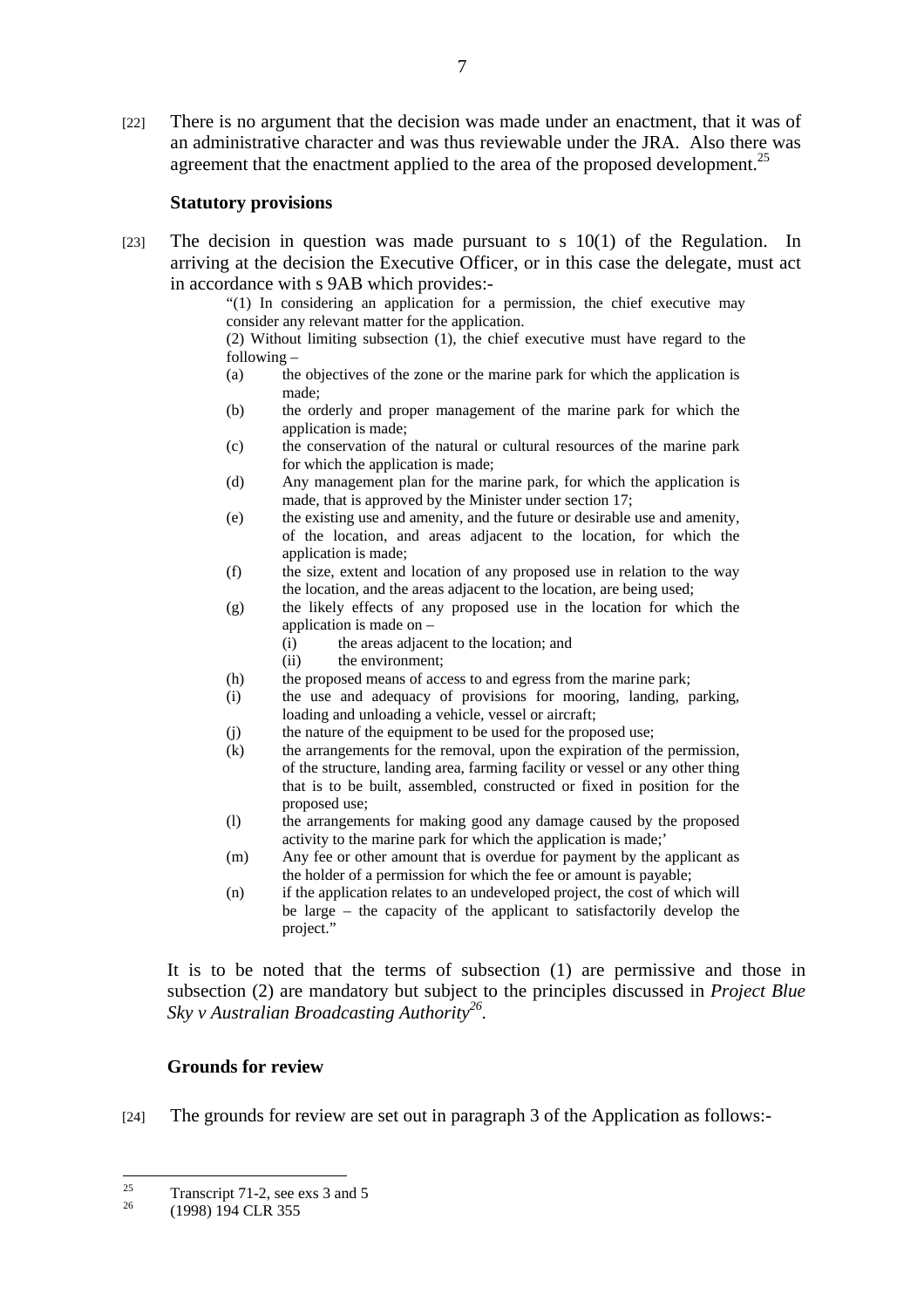[22] There is no argument that the decision was made under an enactment, that it was of an administrative character and was thus reviewable under the JRA. Also there was agreement that the enactment applied to the area of the proposed development.[25]

### Statutory provisions

[23] The decision in question was made pursuant to s 10(1) of the Regulation. In arriving at the decision the Executive Officer, or in this case the delegate, must act in accordance with s 9AB which provides:-

> "(1) In considering an application for a permission, the chief executive may consider any relevant matter for the application.
>
> (2) Without limiting subsection (1), the chief executive must have regard to the following –
>
> (a) the objectives of the zone or the marine park for which the application is made;
>
> (b) the orderly and proper management of the marine park for which the application is made;
>
> (c) the conservation of the natural or cultural resources of the marine park for which the application is made;
>
> (d) Any management plan for the marine park, for which the application is made, that is approved by the Minister under section 17;
>
> (e) the existing use and amenity, and the future or desirable use and amenity, of the location, and areas adjacent to the location, for which the application is made;
>
> (f) the size, extent and location of any proposed use in relation to the way the location, and the areas adjacent to the location, are being used;
>
> (g) the likely effects of any proposed use in the location for which the application is made on –
>
> (i) the areas adjacent to the location; and
>
> (ii) the environment;
>
> (h) the proposed means of access to and egress from the marine park;
>
> (i) the use and adequacy of provisions for mooring, landing, parking, loading and unloading a vehicle, vessel or aircraft;
>
> (j) the nature of the equipment to be used for the proposed use;
>
> (k) the arrangements for the removal, upon the expiration of the permission, of the structure, landing area, farming facility or vessel or any other thing that is to be built, assembled, constructed or fixed in position for the proposed use;
>
> (l) the arrangements for making good any damage caused by the proposed activity to the marine park for which the application is made;'
>
> (m) Any fee or other amount that is overdue for payment by the applicant as the holder of a permission for which the fee or amount is payable;
>
> (n) if the application relates to an undeveloped project, the cost of which will be large – the capacity of the applicant to satisfactorily develop the project."

It is to be noted that the terms of subsection (1) are permissive and those in subsection (2) are mandatory but subject to the principles discussed in *Project Blue Sky v Australian Broadcasting Authority*[26].

### Grounds for review

[24] The grounds for review are set out in paragraph 3 of the Application as follows:-

---

[25] Transcript 71-2, see exs 3 and 5

[26] (1998) 194 CLR 355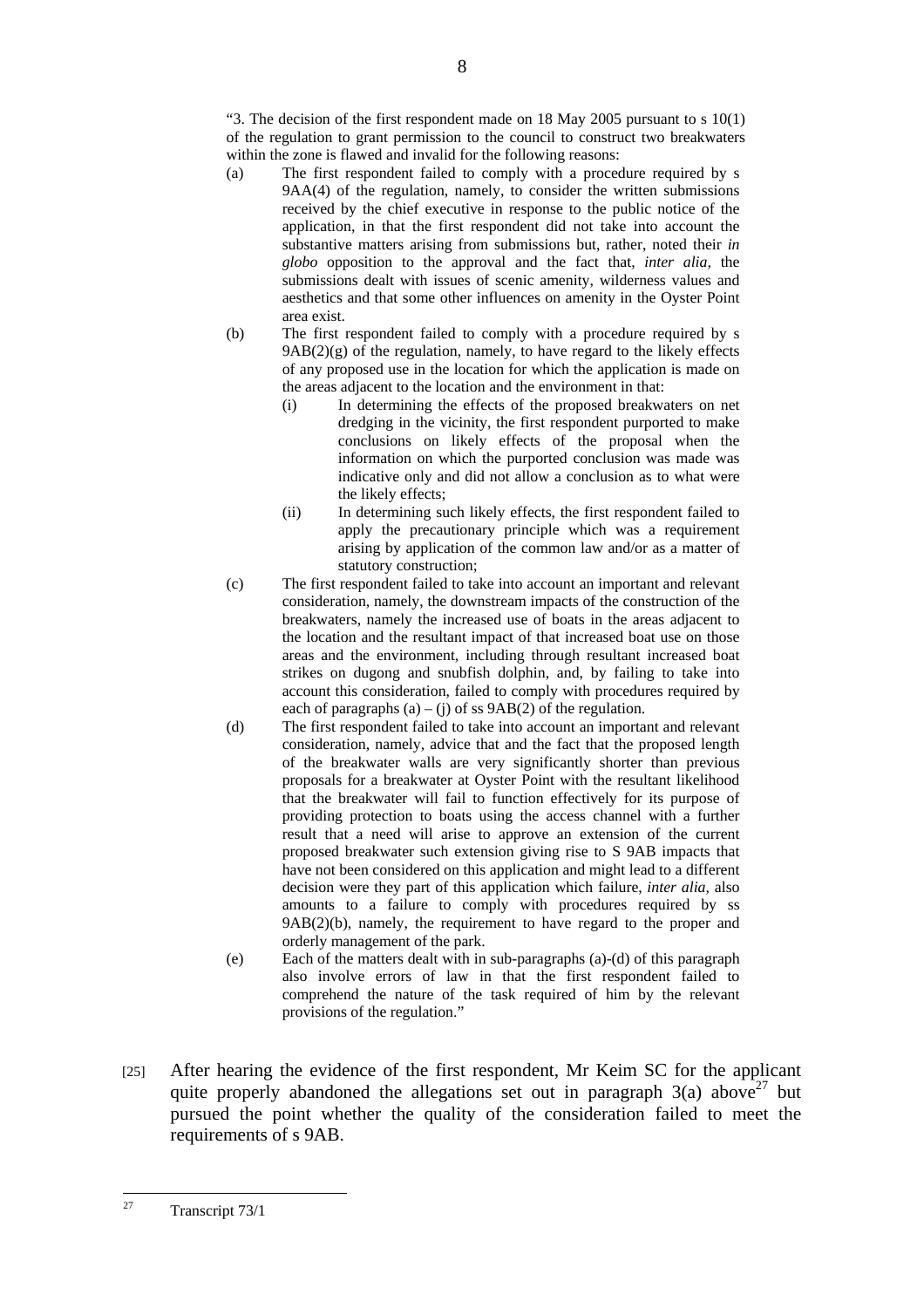"3. The decision of the first respondent made on 18 May 2005 pursuant to s 10(1) of the regulation to grant permission to the council to construct two breakwaters within the zone is flawed and invalid for the following reasons:

(a) The first respondent failed to comply with a procedure required by s 9AA(4) of the regulation, namely, to consider the written submissions received by the chief executive in response to the public notice of the application, in that the first respondent did not take into account the substantive matters arising from submissions but, rather, noted their *in globo* opposition to the approval and the fact that, *inter alia*, the submissions dealt with issues of scenic amenity, wilderness values and aesthetics and that some other influences on amenity in the Oyster Point area exist.

(b) The first respondent failed to comply with a procedure required by s 9AB(2)(g) of the regulation, namely, to have regard to the likely effects of any proposed use in the location for which the application is made on the areas adjacent to the location and the environment in that:

   (i) In determining the effects of the proposed breakwaters on net dredging in the vicinity, the first respondent purported to make conclusions on likely effects of the proposal when the information on which the purported conclusion was made was indicative only and did not allow a conclusion as to what were the likely effects;

   (ii) In determining such likely effects, the first respondent failed to apply the precautionary principle which was a requirement arising by application of the common law and/or as a matter of statutory construction;

(c) The first respondent failed to take into account an important and relevant consideration, namely, the downstream impacts of the construction of the breakwaters, namely the increased use of boats in the areas adjacent to the location and the resultant impact of that increased boat use on those areas and the environment, including through resultant increased boat strikes on dugong and snubfish dolphin, and, by failing to take into account this consideration, failed to comply with procedures required by each of paragraphs (a) – (j) of ss 9AB(2) of the regulation.

(d) The first respondent failed to take into account an important and relevant consideration, namely, advice that and the fact that the proposed length of the breakwater walls are very significantly shorter than previous proposals for a breakwater at Oyster Point with the resultant likelihood that the breakwater will fail to function effectively for its purpose of providing protection to boats using the access channel with a further result that a need will arise to approve an extension of the current proposed breakwater such extension giving rise to S 9AB impacts that have not been considered on this application and might lead to a different decision were they part of this application which failure, *inter alia*, also amounts to a failure to comply with procedures required by ss 9AB(2)(b), namely, the requirement to have regard to the proper and orderly management of the park.

(e) Each of the matters dealt with in sub-paragraphs (a)-(d) of this paragraph also involve errors of law in that the first respondent failed to comprehend the nature of the task required of him by the relevant provisions of the regulation."

[25] After hearing the evidence of the first respondent, Mr Keim SC for the applicant quite properly abandoned the allegations set out in paragraph 3(a) above[27] but pursued the point whether the quality of the consideration failed to meet the requirements of s 9AB.

---

[27] Transcript 73/1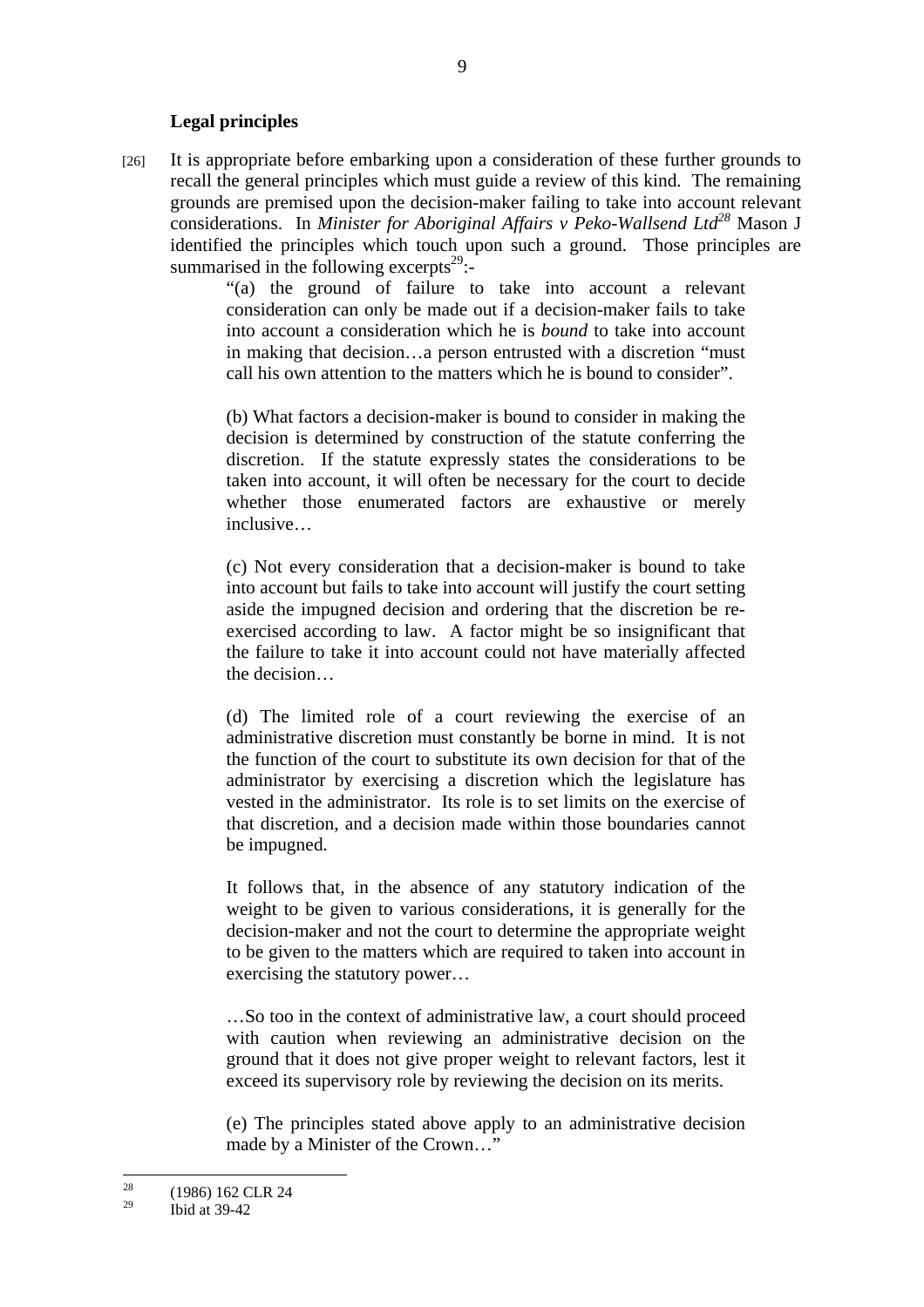**Legal principles**

[26] It is appropriate before embarking upon a consideration of these further grounds to recall the general principles which must guide a review of this kind. The remaining grounds are premised upon the decision-maker failing to take into account relevant considerations. In *Minister for Aboriginal Affairs v Peko-Wallsend Ltd*[28] Mason J identified the principles which touch upon such a ground. Those principles are summarised in the following excerpts[29]:-

> "(a) the ground of failure to take into account a relevant consideration can only be made out if a decision-maker fails to take into account a consideration which he is *bound* to take into account in making that decision…a person entrusted with a discretion "must call his own attention to the matters which he is bound to consider".
>
> (b) What factors a decision-maker is bound to consider in making the decision is determined by construction of the statute conferring the discretion. If the statute expressly states the considerations to be taken into account, it will often be necessary for the court to decide whether those enumerated factors are exhaustive or merely inclusive…
>
> (c) Not every consideration that a decision-maker is bound to take into account but fails to take into account will justify the court setting aside the impugned decision and ordering that the discretion be re-exercised according to law. A factor might be so insignificant that the failure to take it into account could not have materially affected the decision…
>
> (d) The limited role of a court reviewing the exercise of an administrative discretion must constantly be borne in mind. It is not the function of the court to substitute its own decision for that of the administrator by exercising a discretion which the legislature has vested in the administrator. Its role is to set limits on the exercise of that discretion, and a decision made within those boundaries cannot be impugned.
>
> It follows that, in the absence of any statutory indication of the weight to be given to various considerations, it is generally for the decision-maker and not the court to determine the appropriate weight to be given to the matters which are required to taken into account in exercising the statutory power…
>
> …So too in the context of administrative law, a court should proceed with caution when reviewing an administrative decision on the ground that it does not give proper weight to relevant factors, lest it exceed its supervisory role by reviewing the decision on its merits.
>
> (e) The principles stated above apply to an administrative decision made by a Minister of the Crown…"

---

[28] (1986) 162 CLR 24

[29] Ibid at 39-42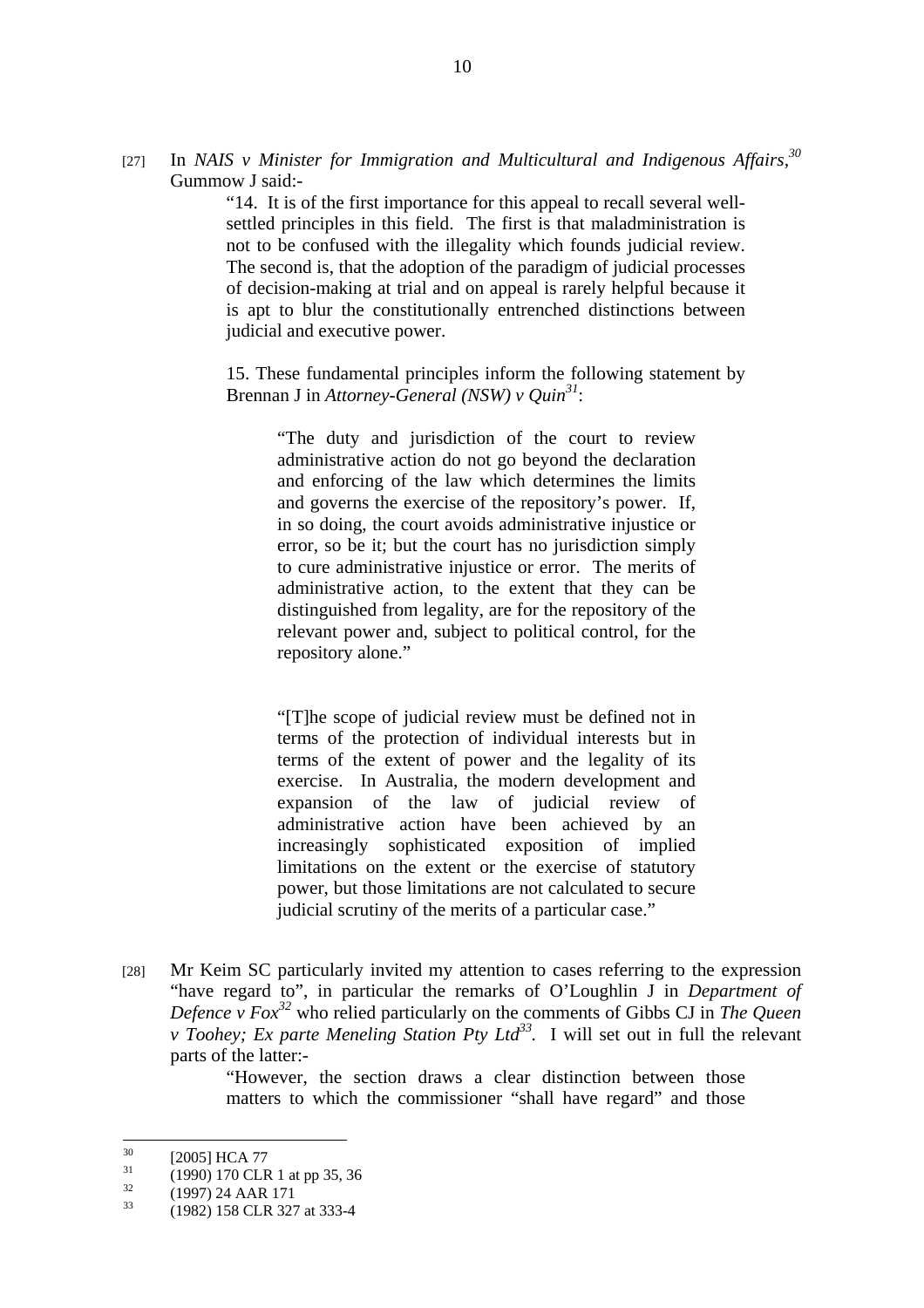[27] In *NAIS v Minister for Immigration and Multicultural and Indigenous Affairs*,[30] Gummow J said:-

> "14. It is of the first importance for this appeal to recall several well-settled principles in this field. The first is that maladministration is not to be confused with the illegality which founds judicial review. The second is, that the adoption of the paradigm of judicial processes of decision-making at trial and on appeal is rarely helpful because it is apt to blur the constitutionally entrenched distinctions between judicial and executive power.
>
> 15. These fundamental principles inform the following statement by Brennan J in *Attorney-General (NSW) v Quin*[31]:
>
>> "The duty and jurisdiction of the court to review administrative action do not go beyond the declaration and enforcing of the law which determines the limits and governs the exercise of the repository's power. If, in so doing, the court avoids administrative injustice or error, so be it; but the court has no jurisdiction simply to cure administrative injustice or error. The merits of administrative action, to the extent that they can be distinguished from legality, are for the repository of the relevant power and, subject to political control, for the repository alone."
>>
>> "[T]he scope of judicial review must be defined not in terms of the protection of individual interests but in terms of the extent of power and the legality of its exercise. In Australia, the modern development and expansion of the law of judicial review of administrative action have been achieved by an increasingly sophisticated exposition of implied limitations on the extent or the exercise of statutory power, but those limitations are not calculated to secure judicial scrutiny of the merits of a particular case."

[28] Mr Keim SC particularly invited my attention to cases referring to the expression "have regard to", in particular the remarks of O'Loughlin J in *Department of Defence v Fox*[32] who relied particularly on the comments of Gibbs CJ in *The Queen v Toohey; Ex parte Meneling Station Pty Ltd*[33]. I will set out in full the relevant parts of the latter:-

> "However, the section draws a clear distinction between those matters to which the commissioner "shall have regard" and those

---

[30] [2005] HCA 77

[31] (1990) 170 CLR 1 at pp 35, 36

[32] (1997) 24 AAR 171

[33] (1982) 158 CLR 327 at 333-4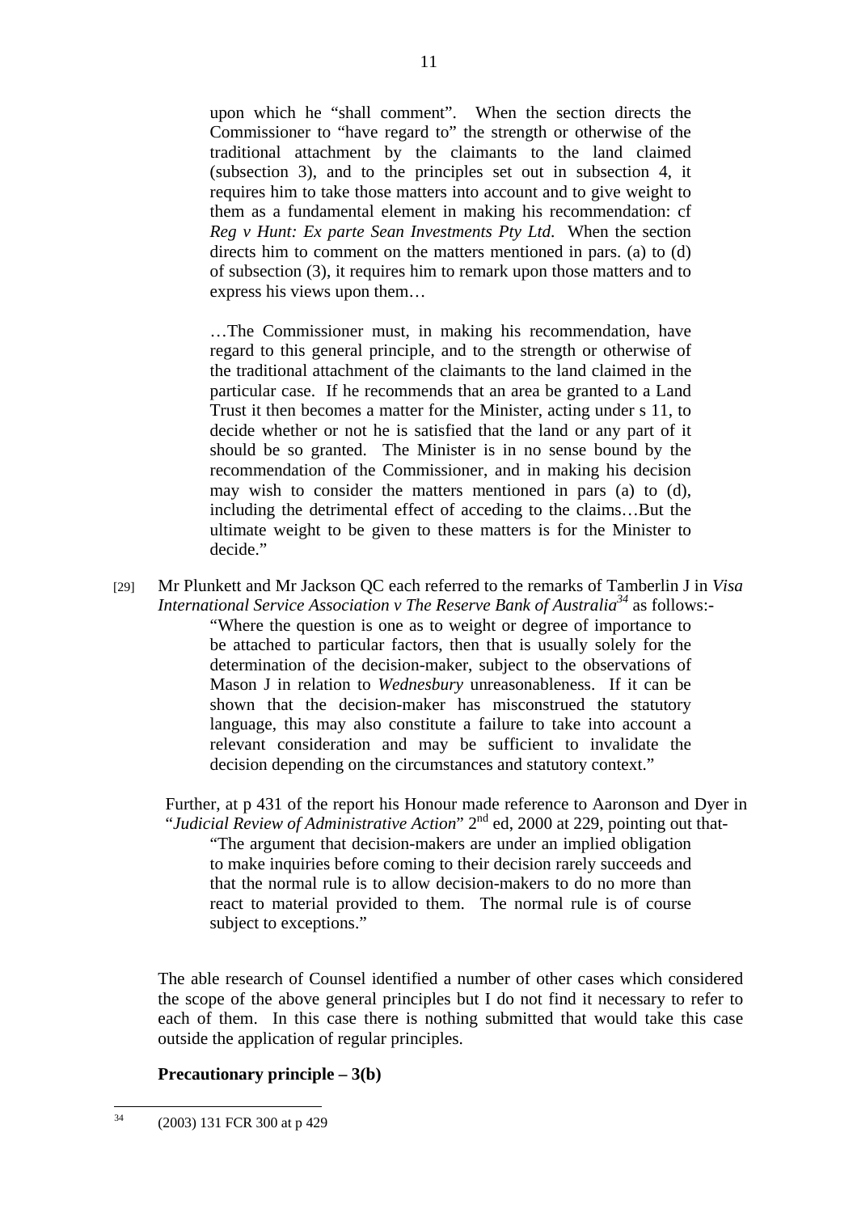> upon which he "shall comment". When the section directs the Commissioner to "have regard to" the strength or otherwise of the traditional attachment by the claimants to the land claimed (subsection 3), and to the principles set out in subsection 4, it requires him to take those matters into account and to give weight to them as a fundamental element in making his recommendation: cf *Reg v Hunt: Ex parte Sean Investments Pty Ltd*. When the section directs him to comment on the matters mentioned in pars. (a) to (d) of subsection (3), it requires him to remark upon those matters and to express his views upon them…
>
> …The Commissioner must, in making his recommendation, have regard to this general principle, and to the strength or otherwise of the traditional attachment of the claimants to the land claimed in the particular case. If he recommends that an area be granted to a Land Trust it then becomes a matter for the Minister, acting under s 11, to decide whether or not he is satisfied that the land or any part of it should be so granted. The Minister is in no sense bound by the recommendation of the Commissioner, and in making his decision may wish to consider the matters mentioned in pars (a) to (d), including the detrimental effect of acceding to the claims…But the ultimate weight to be given to these matters is for the Minister to decide."

[29] Mr Plunkett and Mr Jackson QC each referred to the remarks of Tamberlin J in *Visa International Service Association v The Reserve Bank of Australia*[34] as follows:-

> "Where the question is one as to weight or degree of importance to be attached to particular factors, then that is usually solely for the determination of the decision-maker, subject to the observations of Mason J in relation to *Wednesbury* unreasonableness. If it can be shown that the decision-maker has misconstrued the statutory language, this may also constitute a failure to take into account a relevant consideration and may be sufficient to invalidate the decision depending on the circumstances and statutory context."

Further, at p 431 of the report his Honour made reference to Aaronson and Dyer in "*Judicial Review of Administrative Action*" 2nd ed, 2000 at 229, pointing out that-

> "The argument that decision-makers are under an implied obligation to make inquiries before coming to their decision rarely succeeds and that the normal rule is to allow decision-makers to do no more than react to material provided to them. The normal rule is of course subject to exceptions."

The able research of Counsel identified a number of other cases which considered the scope of the above general principles but I do not find it necessary to refer to each of them. In this case there is nothing submitted that would take this case outside the application of regular principles.

**Precautionary principle – 3(b)**

---

[34] (2003) 131 FCR 300 at p 429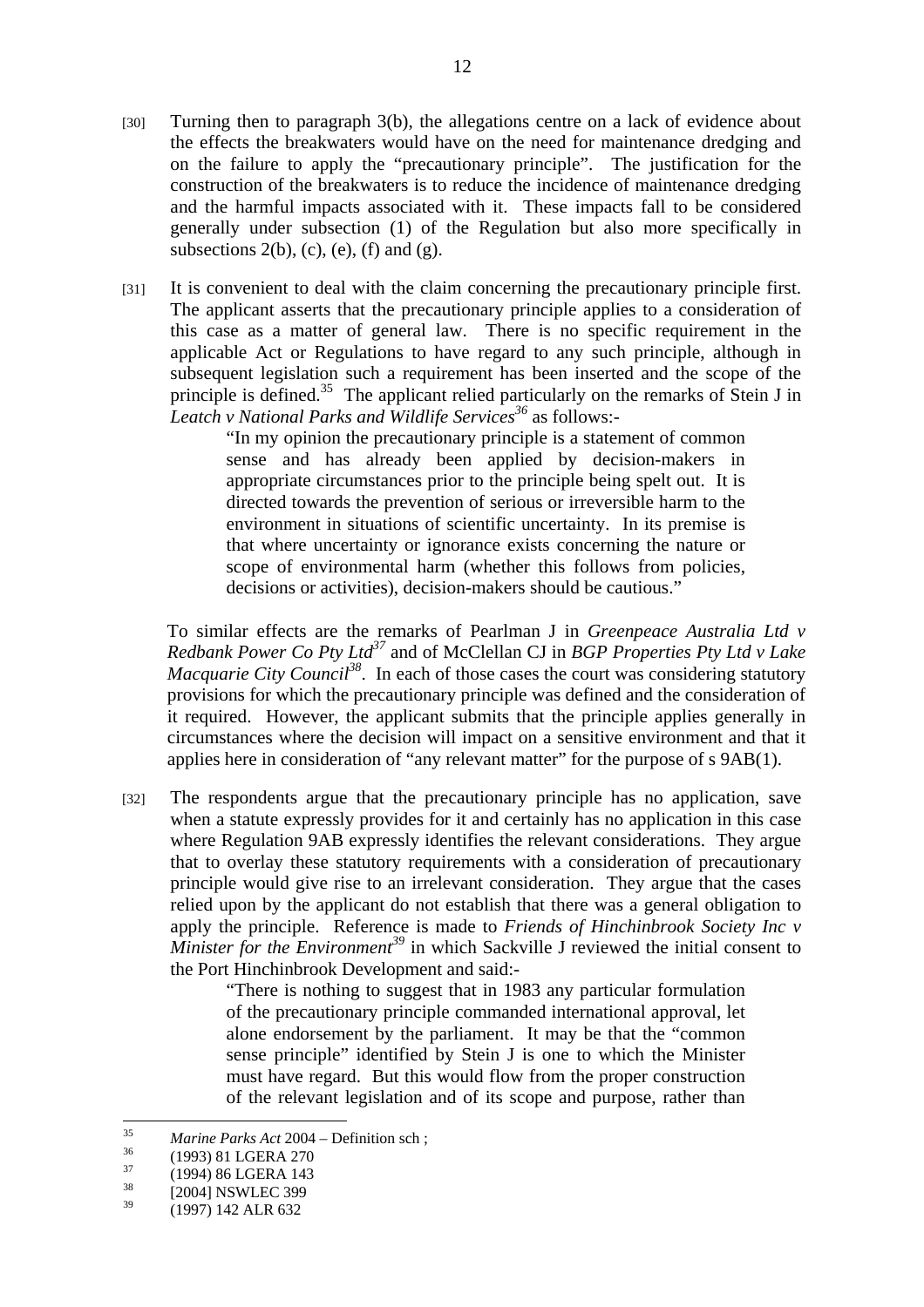[30] Turning then to paragraph 3(b), the allegations centre on a lack of evidence about the effects the breakwaters would have on the need for maintenance dredging and on the failure to apply the "precautionary principle". The justification for the construction of the breakwaters is to reduce the incidence of maintenance dredging and the harmful impacts associated with it. These impacts fall to be considered generally under subsection (1) of the Regulation but also more specifically in subsections 2(b), (c), (e), (f) and (g).

[31] It is convenient to deal with the claim concerning the precautionary principle first. The applicant asserts that the precautionary principle applies to a consideration of this case as a matter of general law. There is no specific requirement in the applicable Act or Regulations to have regard to any such principle, although in subsequent legislation such a requirement has been inserted and the scope of the principle is defined.[35] The applicant relied particularly on the remarks of Stein J in *Leatch v National Parks and Wildlife Services*[36] as follows:-

> "In my opinion the precautionary principle is a statement of common sense and has already been applied by decision-makers in appropriate circumstances prior to the principle being spelt out. It is directed towards the prevention of serious or irreversible harm to the environment in situations of scientific uncertainty. In its premise is that where uncertainty or ignorance exists concerning the nature or scope of environmental harm (whether this follows from policies, decisions or activities), decision-makers should be cautious."

To similar effects are the remarks of Pearlman J in *Greenpeace Australia Ltd v Redbank Power Co Pty Ltd*[37] and of McClellan CJ in *BGP Properties Pty Ltd v Lake Macquarie City Council*[38]. In each of those cases the court was considering statutory provisions for which the precautionary principle was defined and the consideration of it required. However, the applicant submits that the principle applies generally in circumstances where the decision will impact on a sensitive environment and that it applies here in consideration of "any relevant matter" for the purpose of s 9AB(1).

[32] The respondents argue that the precautionary principle has no application, save when a statute expressly provides for it and certainly has no application in this case where Regulation 9AB expressly identifies the relevant considerations. They argue that to overlay these statutory requirements with a consideration of precautionary principle would give rise to an irrelevant consideration. They argue that the cases relied upon by the applicant do not establish that there was a general obligation to apply the principle. Reference is made to *Friends of Hinchinbrook Society Inc v Minister for the Environment*[39] in which Sackville J reviewed the initial consent to the Port Hinchinbrook Development and said:-

> "There is nothing to suggest that in 1983 any particular formulation of the precautionary principle commanded international approval, let alone endorsement by the parliament. It may be that the "common sense principle" identified by Stein J is one to which the Minister must have regard. But this would flow from the proper construction of the relevant legislation and of its scope and purpose, rather than

---

[35] *Marine Parks Act* 2004 – Definition sch ;
[36] (1993) 81 LGERA 270
[37] (1994) 86 LGERA 143
[38] [2004] NSWLEC 399
[39] (1997) 142 ALR 632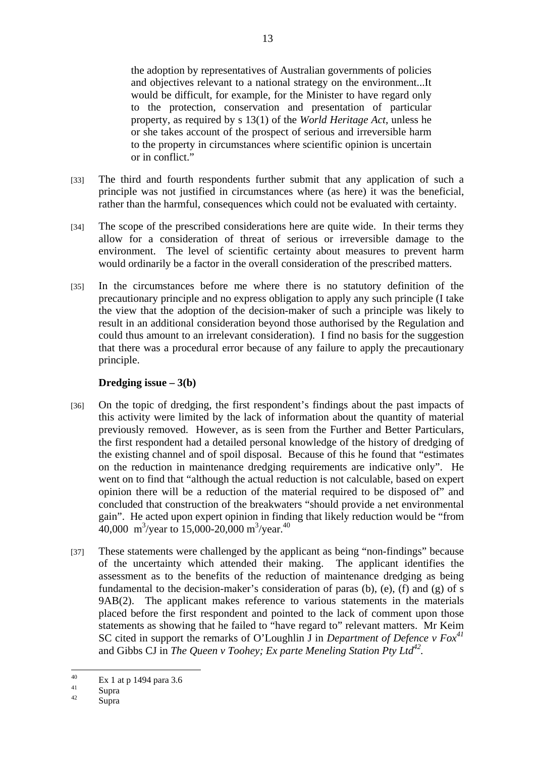> the adoption by representatives of Australian governments of policies and objectives relevant to a national strategy on the environment...It would be difficult, for example, for the Minister to have regard only to the protection, conservation and presentation of particular property, as required by s 13(1) of the *World Heritage Act*, unless he or she takes account of the prospect of serious and irreversible harm to the property in circumstances where scientific opinion is uncertain or in conflict."

[33] The third and fourth respondents further submit that any application of such a principle was not justified in circumstances where (as here) it was the beneficial, rather than the harmful, consequences which could not be evaluated with certainty.

[34] The scope of the prescribed considerations here are quite wide. In their terms they allow for a consideration of threat of serious or irreversible damage to the environment. The level of scientific certainty about measures to prevent harm would ordinarily be a factor in the overall consideration of the prescribed matters.

[35] In the circumstances before me where there is no statutory definition of the precautionary principle and no express obligation to apply any such principle (I take the view that the adoption of the decision-maker of such a principle was likely to result in an additional consideration beyond those authorised by the Regulation and could thus amount to an irrelevant consideration). I find no basis for the suggestion that there was a procedural error because of any failure to apply the precautionary principle.

**Dredging issue – 3(b)**

[36] On the topic of dredging, the first respondent's findings about the past impacts of this activity were limited by the lack of information about the quantity of material previously removed. However, as is seen from the Further and Better Particulars, the first respondent had a detailed personal knowledge of the history of dredging of the existing channel and of spoil disposal. Because of this he found that "estimates on the reduction in maintenance dredging requirements are indicative only". He went on to find that "although the actual reduction is not calculable, based on expert opinion there will be a reduction of the material required to be disposed of" and concluded that construction of the breakwaters "should provide a net environmental gain". He acted upon expert opinion in finding that likely reduction would be "from 40,000 $m^3$/year to 15,000-20,000 $m^3$/year.[40]

[37] These statements were challenged by the applicant as being "non-findings" because of the uncertainty which attended their making. The applicant identifies the assessment as to the benefits of the reduction of maintenance dredging as being fundamental to the decision-maker's consideration of paras (b), (e), (f) and (g) of s 9AB(2). The applicant makes reference to various statements in the materials placed before the first respondent and pointed to the lack of comment upon those statements as showing that he failed to "have regard to" relevant matters. Mr Keim SC cited in support the remarks of O'Loughlin J in *Department of Defence v Fox*[41] and Gibbs CJ in *The Queen v Toohey; Ex parte Meneling Station Pty Ltd*[42].

---

[40] Ex 1 at p 1494 para 3.6

[41] Supra

[42] Supra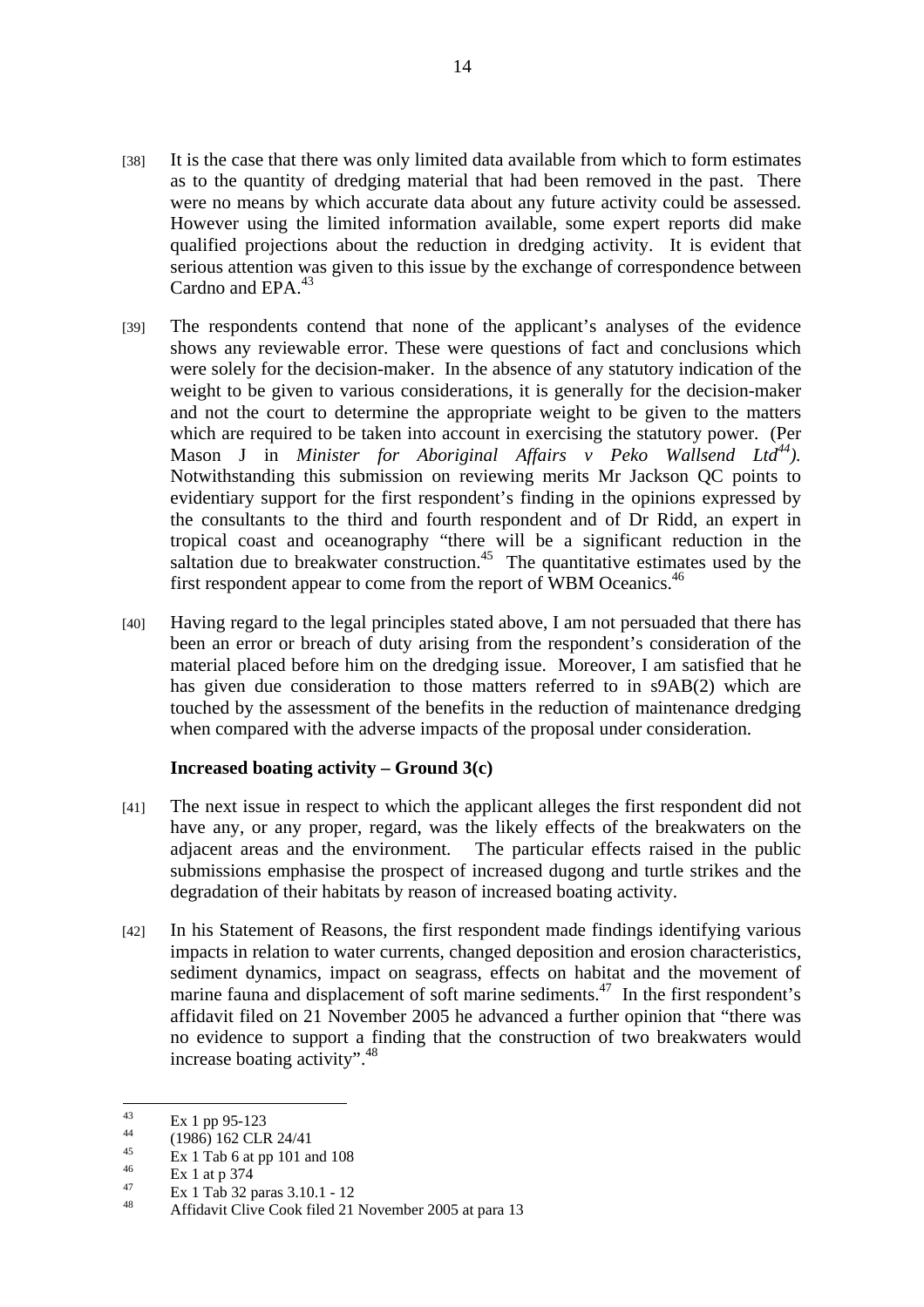[38] It is the case that there was only limited data available from which to form estimates as to the quantity of dredging material that had been removed in the past. There were no means by which accurate data about any future activity could be assessed. However using the limited information available, some expert reports did make qualified projections about the reduction in dredging activity. It is evident that serious attention was given to this issue by the exchange of correspondence between Cardno and EPA.[43]

[39] The respondents contend that none of the applicant's analyses of the evidence shows any reviewable error. These were questions of fact and conclusions which were solely for the decision-maker. In the absence of any statutory indication of the weight to be given to various considerations, it is generally for the decision-maker and not the court to determine the appropriate weight to be given to the matters which are required to be taken into account in exercising the statutory power. (Per Mason J in *Minister for Aboriginal Affairs v Peko Wallsend Ltd*[44]). Notwithstanding this submission on reviewing merits Mr Jackson QC points to evidentiary support for the first respondent's finding in the opinions expressed by the consultants to the third and fourth respondent and of Dr Ridd, an expert in tropical coast and oceanography "there will be a significant reduction in the saltation due to breakwater construction.[45] The quantitative estimates used by the first respondent appear to come from the report of WBM Oceanics.[46]

[40] Having regard to the legal principles stated above, I am not persuaded that there has been an error or breach of duty arising from the respondent's consideration of the material placed before him on the dredging issue. Moreover, I am satisfied that he has given due consideration to those matters referred to in s9AB(2) which are touched by the assessment of the benefits in the reduction of maintenance dredging when compared with the adverse impacts of the proposal under consideration.

**Increased boating activity – Ground 3(c)**

[41] The next issue in respect to which the applicant alleges the first respondent did not have any, or any proper, regard, was the likely effects of the breakwaters on the adjacent areas and the environment. The particular effects raised in the public submissions emphasise the prospect of increased dugong and turtle strikes and the degradation of their habitats by reason of increased boating activity.

[42] In his Statement of Reasons, the first respondent made findings identifying various impacts in relation to water currents, changed deposition and erosion characteristics, sediment dynamics, impact on seagrass, effects on habitat and the movement of marine fauna and displacement of soft marine sediments.[47] In the first respondent's affidavit filed on 21 November 2005 he advanced a further opinion that "there was no evidence to support a finding that the construction of two breakwaters would increase boating activity".[48]

---

[43] Ex 1 pp 95-123
[44] (1986) 162 CLR 24/41
[45] Ex 1 Tab 6 at pp 101 and 108
[46] Ex 1 at p 374
[47] Ex 1 Tab 32 paras 3.10.1 - 12
[48] Affidavit Clive Cook filed 21 November 2005 at para 13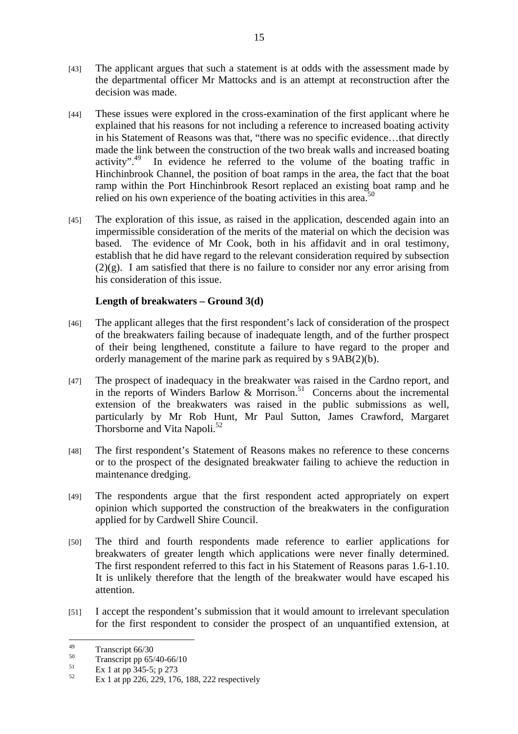[43] The applicant argues that such a statement is at odds with the assessment made by the departmental officer Mr Mattocks and is an attempt at reconstruction after the decision was made.

[44] These issues were explored in the cross-examination of the first applicant where he explained that his reasons for not including a reference to increased boating activity in his Statement of Reasons was that, "there was no specific evidence…that directly made the link between the construction of the two break walls and increased boating activity".[49] In evidence he referred to the volume of the boating traffic in Hinchinbrook Channel, the position of boat ramps in the area, the fact that the boat ramp within the Port Hinchinbrook Resort replaced an existing boat ramp and he relied on his own experience of the boating activities in this area.[50]

[45] The exploration of this issue, as raised in the application, descended again into an impermissible consideration of the merits of the material on which the decision was based. The evidence of Mr Cook, both in his affidavit and in oral testimony, establish that he did have regard to the relevant consideration required by subsection (2)(g). I am satisfied that there is no failure to consider nor any error arising from his consideration of this issue.

### Length of breakwaters – Ground 3(d)

[46] The applicant alleges that the first respondent's lack of consideration of the prospect of the breakwaters failing because of inadequate length, and of the further prospect of their being lengthened, constitute a failure to have regard to the proper and orderly management of the marine park as required by s 9AB(2)(b).

[47] The prospect of inadequacy in the breakwater was raised in the Cardno report, and in the reports of Winders Barlow & Morrison.[51] Concerns about the incremental extension of the breakwaters was raised in the public submissions as well, particularly by Mr Rob Hunt, Mr Paul Sutton, James Crawford, Margaret Thorsborne and Vita Napoli.[52]

[48] The first respondent's Statement of Reasons makes no reference to these concerns or to the prospect of the designated breakwater failing to achieve the reduction in maintenance dredging.

[49] The respondents argue that the first respondent acted appropriately on expert opinion which supported the construction of the breakwaters in the configuration applied for by Cardwell Shire Council.

[50] The third and fourth respondents made reference to earlier applications for breakwaters of greater length which applications were never finally determined. The first respondent referred to this fact in his Statement of Reasons paras 1.6-1.10. It is unlikely therefore that the length of the breakwater would have escaped his attention.

[51] I accept the respondent's submission that it would amount to irrelevant speculation for the first respondent to consider the prospect of an unquantified extension, at

---

[49] Transcript 66/30

[50] Transcript pp 65/40-66/10

[51] Ex 1 at pp 345-5; p 273

[52] Ex 1 at pp 226, 229, 176, 188, 222 respectively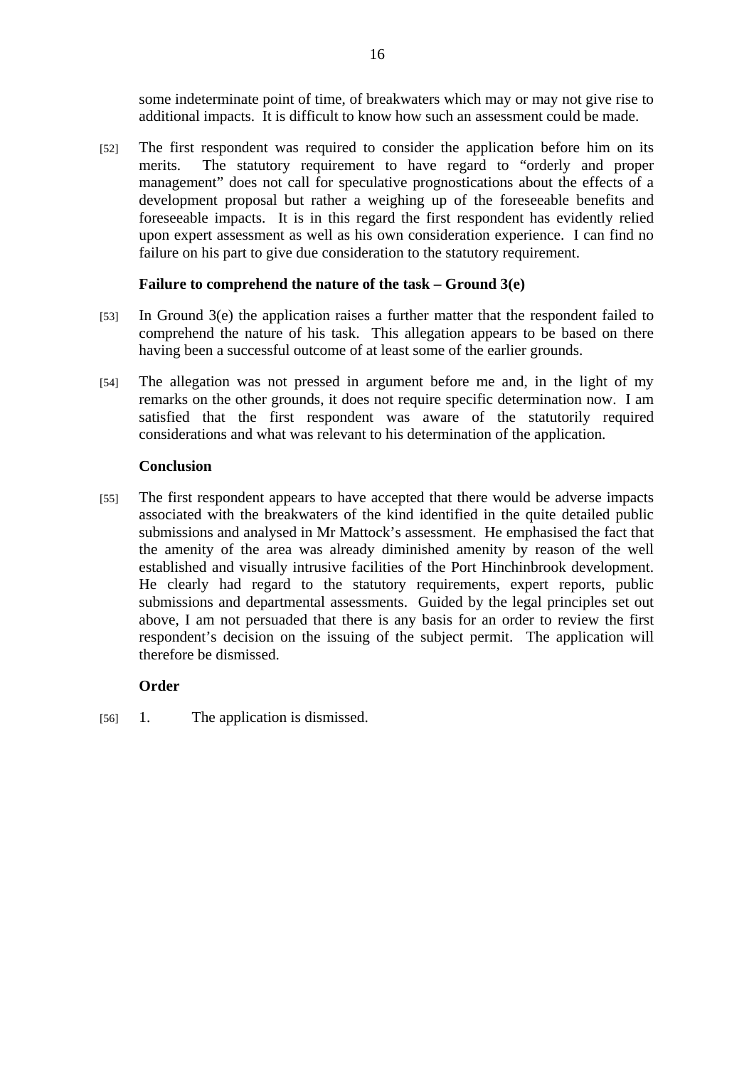some indeterminate point of time, of breakwaters which may or may not give rise to additional impacts. It is difficult to know how such an assessment could be made.

[52] The first respondent was required to consider the application before him on its merits. The statutory requirement to have regard to "orderly and proper management" does not call for speculative prognostications about the effects of a development proposal but rather a weighing up of the foreseeable benefits and foreseeable impacts. It is in this regard the first respondent has evidently relied upon expert assessment as well as his own consideration experience. I can find no failure on his part to give due consideration to the statutory requirement.

**Failure to comprehend the nature of the task – Ground 3(e)**

[53] In Ground 3(e) the application raises a further matter that the respondent failed to comprehend the nature of his task. This allegation appears to be based on there having been a successful outcome of at least some of the earlier grounds.

[54] The allegation was not pressed in argument before me and, in the light of my remarks on the other grounds, it does not require specific determination now. I am satisfied that the first respondent was aware of the statutorily required considerations and what was relevant to his determination of the application.

**Conclusion**

[55] The first respondent appears to have accepted that there would be adverse impacts associated with the breakwaters of the kind identified in the quite detailed public submissions and analysed in Mr Mattock's assessment. He emphasised the fact that the amenity of the area was already diminished amenity by reason of the well established and visually intrusive facilities of the Port Hinchinbrook development. He clearly had regard to the statutory requirements, expert reports, public submissions and departmental assessments. Guided by the legal principles set out above, I am not persuaded that there is any basis for an order to review the first respondent's decision on the issuing of the subject permit. The application will therefore be dismissed.

**Order**

[56] 1. The application is dismissed.